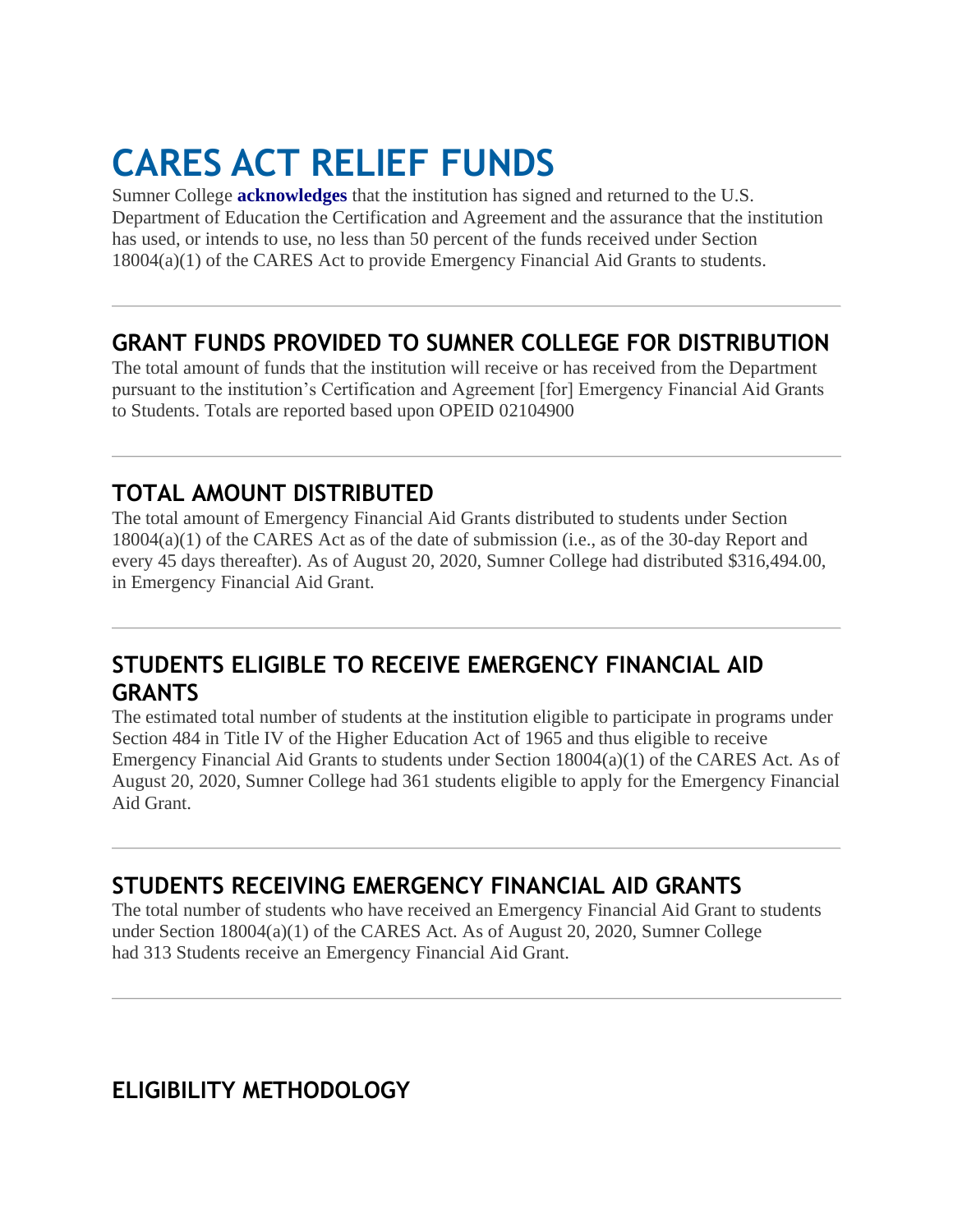# CARES ACT RELIEF FUNDS

Sumner College **acknowledges** that the institution has signed and returned to the U.S. Department of Education the Certification and Agreement and the assurance that the institution has used, or intends to use, no less than 50 percent of the funds received under Section 18004(a)(1) of the CARES Act to provide Emergency Financial Aid Grants to students.

---

## GRANT FUNDS PROVIDED TO SUMNER COLLEGE FOR DISTRIBUTION

The total amount of funds that the institution will receive or has received from the Department pursuant to the institution's Certification and Agreement [for] Emergency Financial Aid Grants to Students. Totals are reported based upon OPEID 02104900

---

## TOTAL AMOUNT DISTRIBUTED

The total amount of Emergency Financial Aid Grants distributed to students under Section 18004(a)(1) of the CARES Act as of the date of submission (i.e., as of the 30-day Report and every 45 days thereafter). As of August 20, 2020, Sumner College had distributed $316,494.00, in Emergency Financial Aid Grant.

---

## STUDENTS ELIGIBLE TO RECEIVE EMERGENCY FINANCIAL AID GRANTS

The estimated total number of students at the institution eligible to participate in programs under Section 484 in Title IV of the Higher Education Act of 1965 and thus eligible to receive Emergency Financial Aid Grants to students under Section 18004(a)(1) of the CARES Act. As of August 20, 2020, Sumner College had 361 students eligible to apply for the Emergency Financial Aid Grant.

---

## STUDENTS RECEIVING EMERGENCY FINANCIAL AID GRANTS

The total number of students who have received an Emergency Financial Aid Grant to students under Section 18004(a)(1) of the CARES Act. As of August 20, 2020, Sumner College had 313 Students receive an Emergency Financial Aid Grant.

---

## ELIGIBILITY METHODOLOGY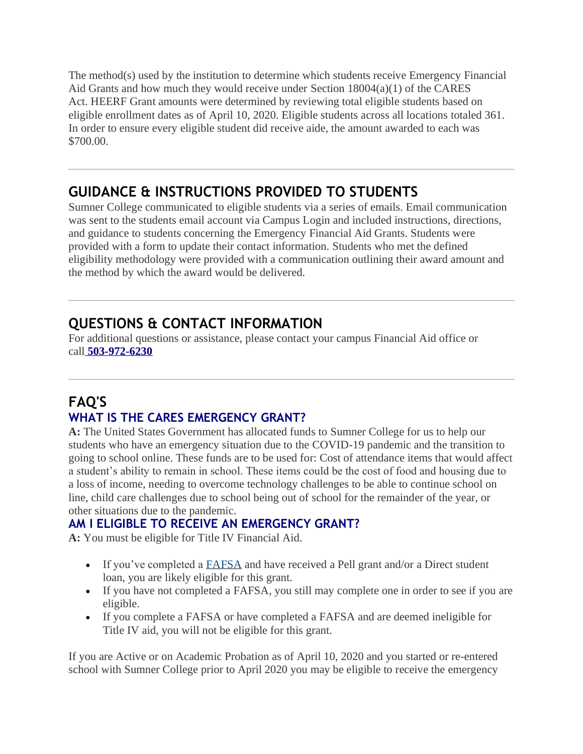The method(s) used by the institution to determine which students receive Emergency Financial Aid Grants and how much they would receive under Section 18004(a)(1) of the CARES Act. HEERF Grant amounts were determined by reviewing total eligible students based on eligible enrollment dates as of April 10, 2020. Eligible students across all locations totaled 361. In order to ensure every eligible student did receive aide, the amount awarded to each was $700.00.

---

## GUIDANCE & INSTRUCTIONS PROVIDED TO STUDENTS

Sumner College communicated to eligible students via a series of emails. Email communication was sent to the students email account via Campus Login and included instructions, directions, and guidance to students concerning the Emergency Financial Aid Grants. Students were provided with a form to update their contact information. Students who met the defined eligibility methodology were provided with a communication outlining their award amount and the method by which the award would be delivered.

---

## QUESTIONS & CONTACT INFORMATION

For additional questions or assistance, please contact your campus Financial Aid office or call **503-972-6230**

---

## FAQ'S

### WHAT IS THE CARES EMERGENCY GRANT?

**A:** The United States Government has allocated funds to Sumner College for us to help our students who have an emergency situation due to the COVID-19 pandemic and the transition to going to school online. These funds are to be used for: Cost of attendance items that would affect a student's ability to remain in school. These items could be the cost of food and housing due to a loss of income, needing to overcome technology challenges to be able to continue school on line, child care challenges due to school being out of school for the remainder of the year, or other situations due to the pandemic.

### AM I ELIGIBLE TO RECEIVE AN EMERGENCY GRANT?

**A:** You must be eligible for Title IV Financial Aid.

- If you've completed a FAFSA and have received a Pell grant and/or a Direct student loan, you are likely eligible for this grant.
- If you have not completed a FAFSA, you still may complete one in order to see if you are eligible.
- If you complete a FAFSA or have completed a FAFSA and are deemed ineligible for Title IV aid, you will not be eligible for this grant.

If you are Active or on Academic Probation as of April 10, 2020 and you started or re-entered school with Sumner College prior to April 2020 you may be eligible to receive the emergency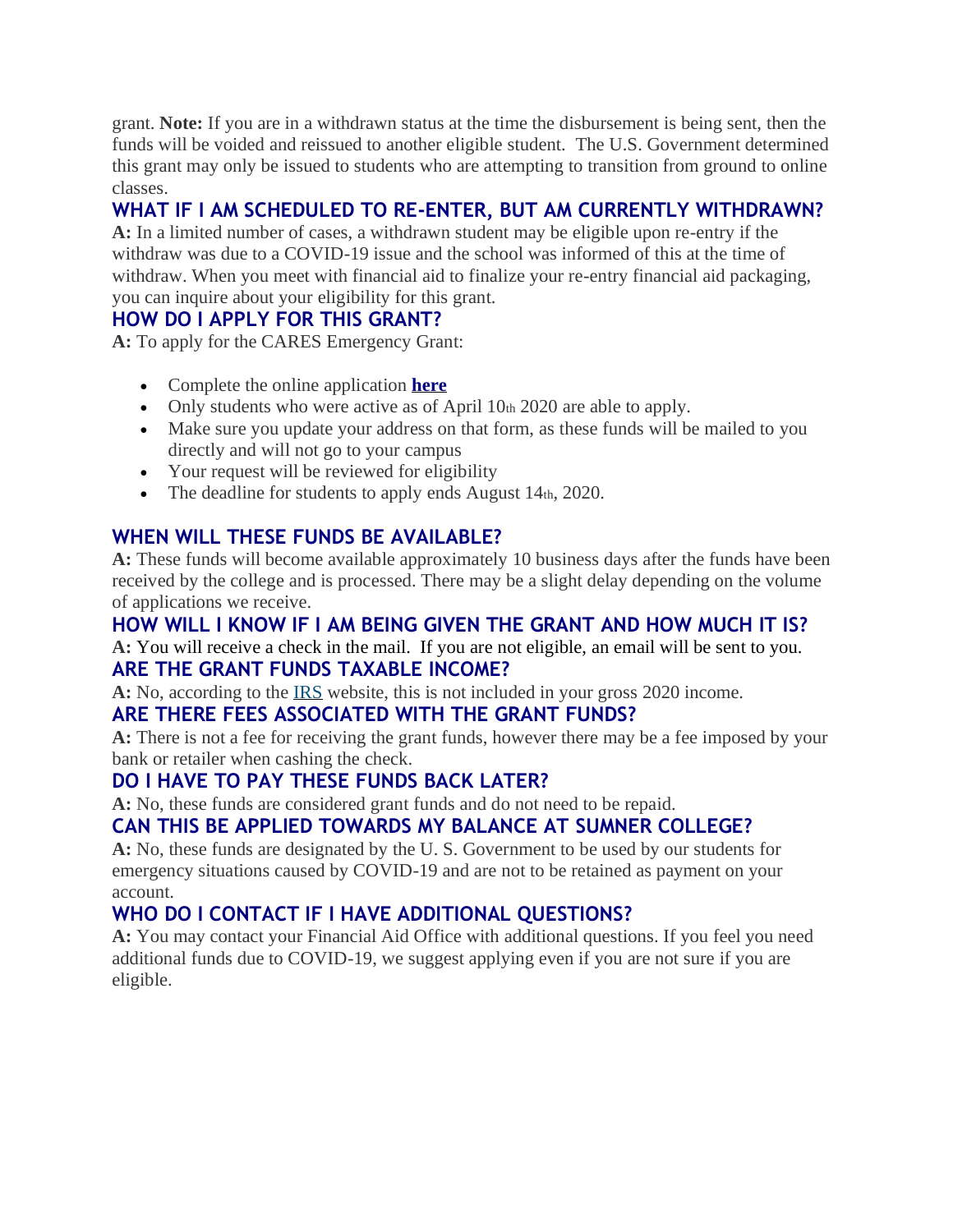grant. **Note:** If you are in a withdrawn status at the time the disbursement is being sent, then the funds will be voided and reissued to another eligible student. The U.S. Government determined this grant may only be issued to students who are attempting to transition from ground to online classes.

## WHAT IF I AM SCHEDULED TO RE-ENTER, BUT AM CURRENTLY WITHDRAWN?

**A:** In a limited number of cases, a withdrawn student may be eligible upon re-entry if the withdraw was due to a COVID-19 issue and the school was informed of this at the time of withdraw. When you meet with financial aid to finalize your re-entry financial aid packaging, you can inquire about your eligibility for this grant.

## HOW DO I APPLY FOR THIS GRANT?

**A:** To apply for the CARES Emergency Grant:

- Complete the online application **here**
- Only students who were active as of April 10th 2020 are able to apply.
- Make sure you update your address on that form, as these funds will be mailed to you directly and will not go to your campus
- Your request will be reviewed for eligibility
- The deadline for students to apply ends August 14th, 2020.

## WHEN WILL THESE FUNDS BE AVAILABLE?

**A:** These funds will become available approximately 10 business days after the funds have been received by the college and is processed. There may be a slight delay depending on the volume of applications we receive.

## HOW WILL I KNOW IF I AM BEING GIVEN THE GRANT AND HOW MUCH IT IS?

**A:** You will receive a check in the mail. If you are not eligible, an email will be sent to you.

## ARE THE GRANT FUNDS TAXABLE INCOME?

**A:** No, according to the IRS website, this is not included in your gross 2020 income.

## ARE THERE FEES ASSOCIATED WITH THE GRANT FUNDS?

**A:** There is not a fee for receiving the grant funds, however there may be a fee imposed by your bank or retailer when cashing the check.

## DO I HAVE TO PAY THESE FUNDS BACK LATER?

**A:** No, these funds are considered grant funds and do not need to be repaid.

## CAN THIS BE APPLIED TOWARDS MY BALANCE AT SUMNER COLLEGE?

**A:** No, these funds are designated by the U. S. Government to be used by our students for emergency situations caused by COVID-19 and are not to be retained as payment on your account.

## WHO DO I CONTACT IF I HAVE ADDITIONAL QUESTIONS?

**A:** You may contact your Financial Aid Office with additional questions. If you feel you need additional funds due to COVID-19, we suggest applying even if you are not sure if you are eligible.